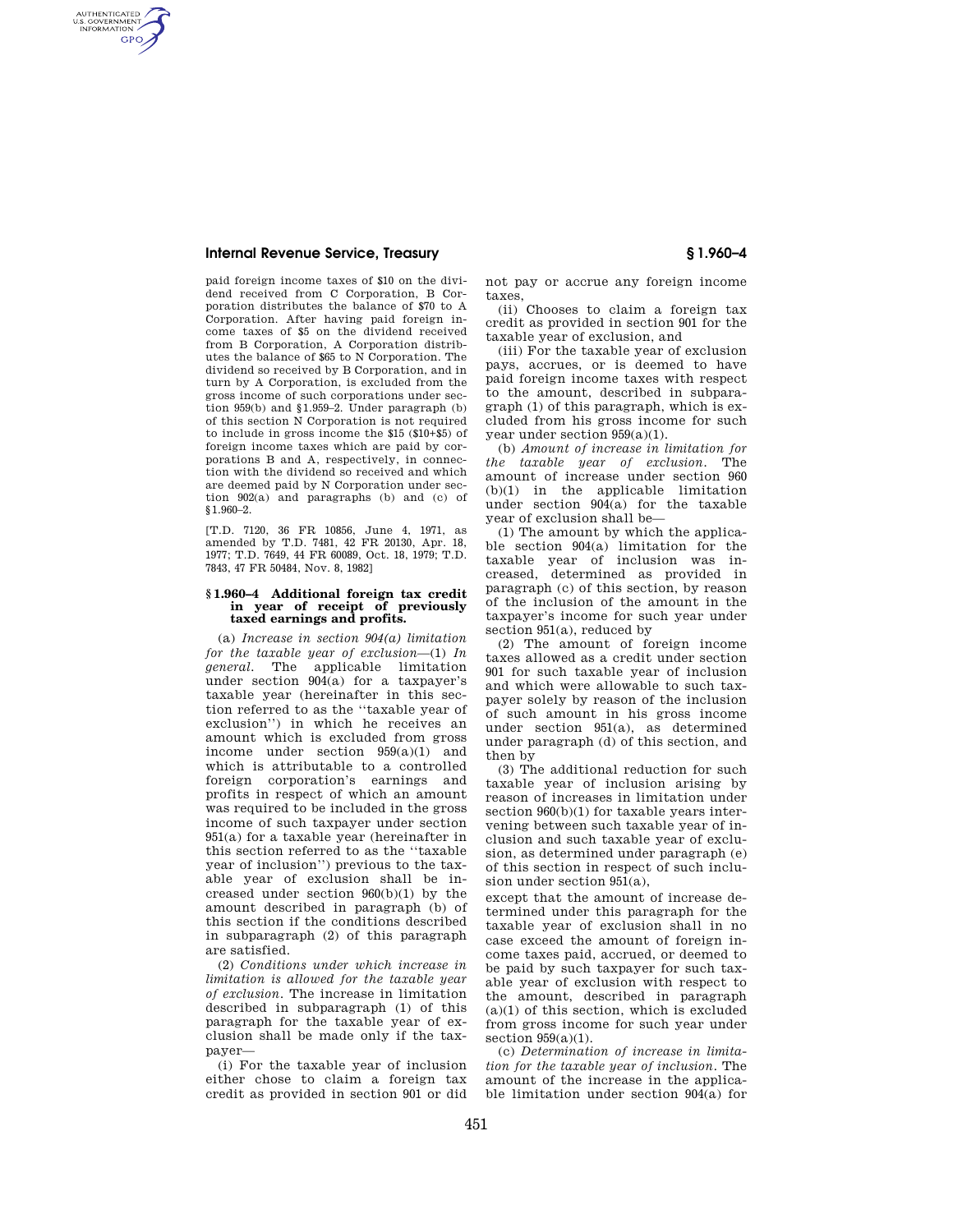paid foreign income taxes of $10 on the dividend received from C Corporation, B Corporation distributes the balance of $70 to A Corporation. After having paid foreign income taxes of $5 on the dividend received from B Corporation, A Corporation distributes the balance of $65 to N Corporation. The dividend so received by B Corporation, and in turn by A Corporation, is excluded from the gross income of such corporations under section 959(b) and §1.959–2. Under paragraph (b) of this section N Corporation is not required to include in gross income the $15 ($10+$5) of foreign income taxes which are paid by corporations B and A, respectively, in connection with the dividend so received and which are deemed paid by N Corporation under section 902(a) and paragraphs (b) and (c) of §1.960–2.

[T.D. 7120, 36 FR 10856, June 4, 1971, as amended by T.D. 7481, 42 FR 20130, Apr. 18, 1977; T.D. 7649, 44 FR 60089, Oct. 18, 1979; T.D. 7843, 47 FR 50484, Nov. 8, 1982]

## §1.960–4 Additional foreign tax credit in year of receipt of previously taxed earnings and profits.

(a) *Increase in section 904(a) limitation for the taxable year of exclusion*—(1) *In general.* The applicable limitation under section 904(a) for a taxpayer's taxable year (hereinafter in this section referred to as the "taxable year of exclusion") in which he receives an amount which is excluded from gross income under section 959(a)(1) and which is attributable to a controlled foreign corporation's earnings and profits in respect of which an amount was required to be included in the gross income of such taxpayer under section 951(a) for a taxable year (hereinafter in this section referred to as the "taxable year of inclusion") previous to the taxable year of exclusion shall be increased under section 960(b)(1) by the amount described in paragraph (b) of this section if the conditions described in subparagraph (2) of this paragraph are satisfied.

(2) *Conditions under which increase in limitation is allowed for the taxable year of exclusion.* The increase in limitation described in subparagraph (1) of this paragraph for the taxable year of exclusion shall be made only if the taxpayer—

(i) For the taxable year of inclusion either chose to claim a foreign tax credit as provided in section 901 or did not pay or accrue any foreign income taxes,

(ii) Chooses to claim a foreign tax credit as provided in section 901 for the taxable year of exclusion, and

(iii) For the taxable year of exclusion pays, accrues, or is deemed to have paid foreign income taxes with respect to the amount, described in subparagraph (1) of this paragraph, which is excluded from his gross income for such year under section 959(a)(1).

(b) *Amount of increase in limitation for the taxable year of exclusion.* The amount of increase under section 960 (b)(1) in the applicable limitation under section 904(a) for the taxable year of exclusion shall be—

(1) The amount by which the applicable section 904(a) limitation for the taxable year of inclusion was increased, determined as provided in paragraph (c) of this section, by reason of the inclusion of the amount in the taxpayer's income for such year under section 951(a), reduced by

(2) The amount of foreign income taxes allowed as a credit under section 901 for such taxable year of inclusion and which were allowable to such taxpayer solely by reason of the inclusion of such amount in his gross income under section 951(a), as determined under paragraph (d) of this section, and then by

(3) The additional reduction for such taxable year of inclusion arising by reason of increases in limitation under section 960(b)(1) for taxable years intervening between such taxable year of inclusion and such taxable year of exclusion, as determined under paragraph (e) of this section in respect of such inclusion under section 951(a),

except that the amount of increase determined under this paragraph for the taxable year of exclusion shall in no case exceed the amount of foreign income taxes paid, accrued, or deemed to be paid by such taxpayer for such taxable year of exclusion with respect to the amount, described in paragraph (a)(1) of this section, which is excluded from gross income for such year under section 959(a)(1).

(c) *Determination of increase in limitation for the taxable year of inclusion.* The amount of the increase in the applicable limitation under section 904(a) for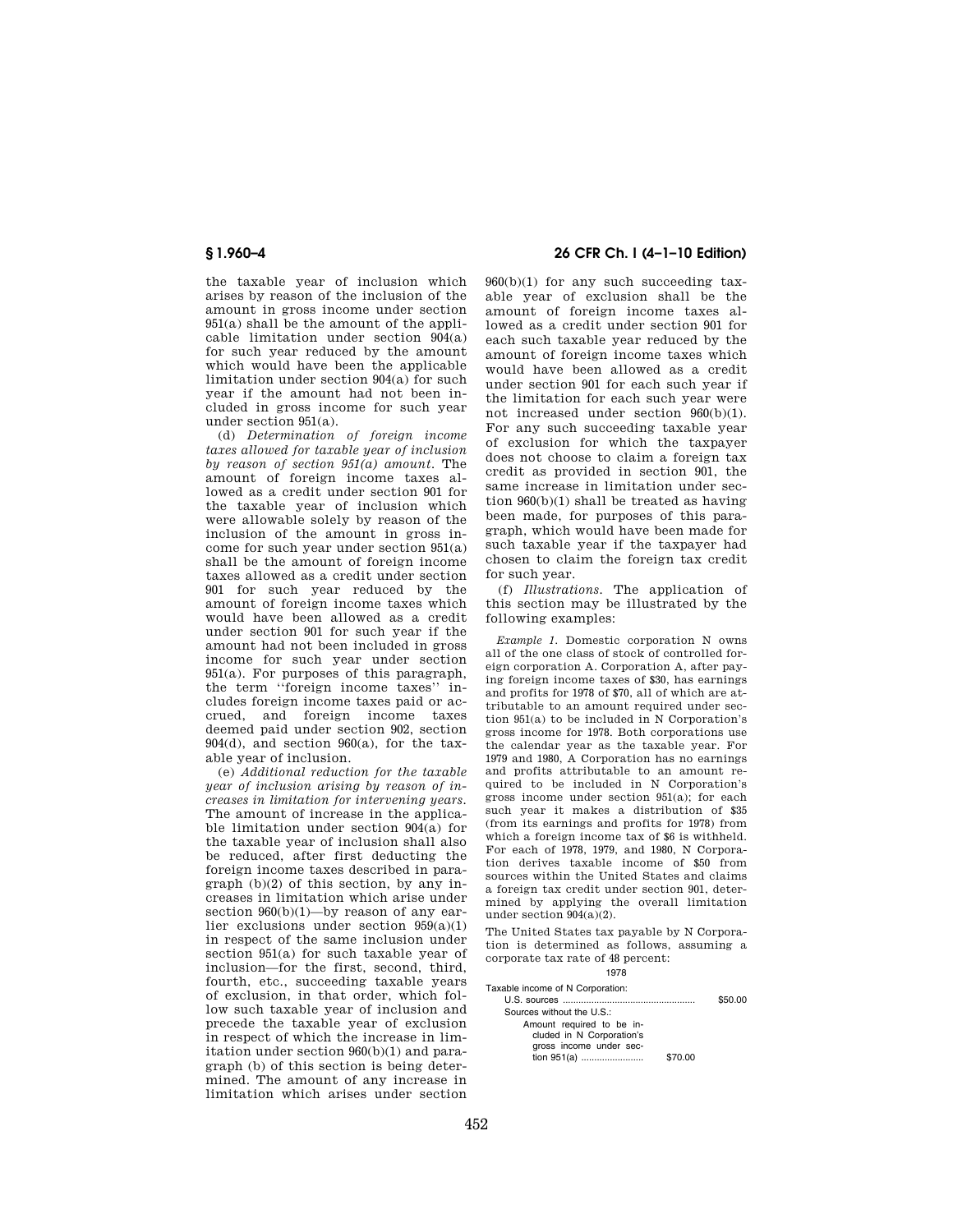the taxable year of inclusion which arises by reason of the inclusion of the amount in gross income under section 951(a) shall be the amount of the applicable limitation under section 904(a) for such year reduced by the amount which would have been the applicable limitation under section 904(a) for such year if the amount had not been included in gross income for such year under section 951(a).

(d) *Determination of foreign income taxes allowed for taxable year of inclusion by reason of section 951(a) amount.* The amount of foreign income taxes allowed as a credit under section 901 for the taxable year of inclusion which were allowable solely by reason of the inclusion of the amount in gross income for such year under section 951(a) shall be the amount of foreign income taxes allowed as a credit under section 901 for such year reduced by the amount of foreign income taxes which would have been allowed as a credit under section 901 for such year if the amount had not been included in gross income for such year under section 951(a). For purposes of this paragraph, the term ''foreign income taxes'' includes foreign income taxes paid or accrued, and foreign income taxes deemed paid under section 902, section 904(d), and section 960(a), for the taxable year of inclusion.

(e) *Additional reduction for the taxable year of inclusion arising by reason of increases in limitation for intervening years.* The amount of increase in the applicable limitation under section 904(a) for the taxable year of inclusion shall also be reduced, after first deducting the foreign income taxes described in paragraph (b)(2) of this section, by any increases in limitation which arise under section 960(b)(1)—by reason of any earlier exclusions under section 959(a)(1) in respect of the same inclusion under section 951(a) for such taxable year of inclusion—for the first, second, third, fourth, etc., succeeding taxable years of exclusion, in that order, which follow such taxable year of inclusion and precede the taxable year of exclusion in respect of which the increase in limitation under section 960(b)(1) and paragraph (b) of this section is being determined. The amount of any increase in limitation which arises under section 960(b)(1) for any such succeeding taxable year of exclusion shall be the amount of foreign income taxes allowed as a credit under section 901 for each such taxable year reduced by the amount of foreign income taxes which would have been allowed as a credit under section 901 for each such year if the limitation for each such year were not increased under section 960(b)(1). For any such succeeding taxable year of exclusion for which the taxpayer does not choose to claim a foreign tax credit as provided in section 901, the same increase in limitation under section 960(b)(1) shall be treated as having been made, for purposes of this paragraph, which would have been made for such taxable year if the taxpayer had chosen to claim the foreign tax credit for such year.

(f) *Illustrations.* The application of this section may be illustrated by the following examples:

*Example 1.* Domestic corporation N owns all of the one class of stock of controlled foreign corporation A. Corporation A, after paying foreign income taxes of $30, has earnings and profits for 1978 of $70, all of which are attributable to an amount required under section 951(a) to be included in N Corporation's gross income for 1978. Both corporations use the calendar year as the taxable year. For 1979 and 1980, A Corporation has no earnings and profits attributable to an amount required to be included in N Corporation's gross income under section 951(a); for each such year it makes a distribution of $35 (from its earnings and profits for 1978) from which a foreign income tax of $6 is withheld. For each of 1978, 1979, and 1980, N Corporation derives taxable income of $50 from sources within the United States and claims a foreign tax credit under section 901, determined by applying the overall limitation under section 904(a)(2).

The United States tax payable by N Corporation is determined as follows, assuming a corporate tax rate of 48 percent:

1978

| | | |
|---|---|---|
| Taxable income of N Corporation: | | |
| U.S. sources | | $50.00 |
| Sources without the U.S.: | | |
| Amount required to be included in N Corporation's gross income under section 951(a) | $70.00 | |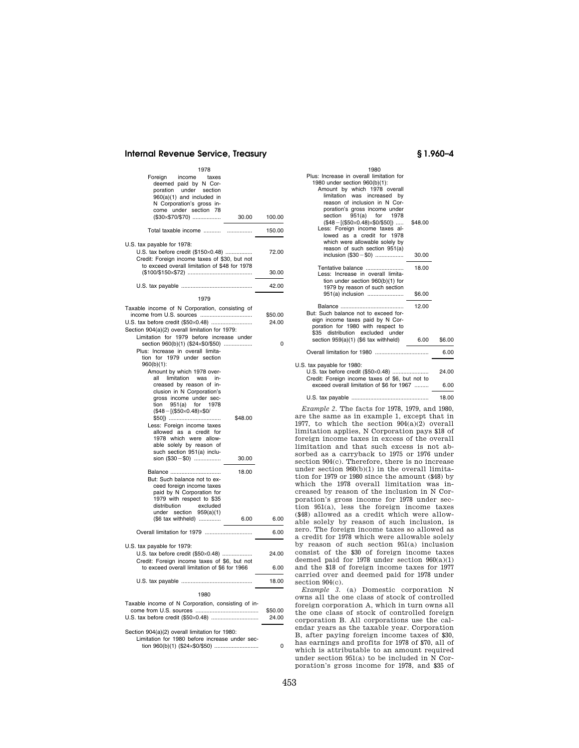1978

| | | |
|---|---|---|
| Foreign income taxes deemed paid by N Corporation under section 960(a)(1) and included in N Corporation's gross income under section 78 ($30×$70/$70) | 30.00 | 100.00 |
| Total taxable income | | 150.00 |
| U.S. tax payable for 1978: | | |
| U.S. tax before credit ($150×0.48) | | 72.00 |
| Credit: Foreign income taxes of $30, but not to exceed overall limitation of $48 for 1978 ($100/$150×$72) | | 30.00 |
| U.S. tax payable | | 42.00 |

1979

| | | |
|---|---|---|
| Taxable income of N Corporation, consisting of income from U.S. sources | | $50.00 |
| U.S. tax before credit ($50×0.48) | | 24.00 |
| Section 904(a)(2) overall limitation for 1979: | | |
| Limitation for 1979 before increase under section 960(b)(1) ($24×$0/$50) | | 0 |
| Plus: Increase in overall limitation for 1979 under section 960(b)(1): | | |
| Amount by which 1978 overall limitation was increased by reason of inclusion in N Corporation's gross income under section 951(a) for 1978 ($48−[($50×0.48)×$0/$50]) | $48.00 | |
| Less: Foreign income taxes allowed as a credit for 1978 which were allowable solely by reason of such section 951(a) inclusion ($30−$0) | 30.00 | |
| Balance | 18.00 | |
| But: Such balance not to exceed foreign income taxes paid by N Corporation for 1979 with respect to $35 distribution excluded under section 959(a)(1) ($6 tax withheld) | 6.00 | 6.00 |
| Overall limitation for 1979 | | 6.00 |
| U.S. tax payable for 1979: | | |
| U.S. tax before credit ($50×0.48) | | 24.00 |
| Credit: Foreign income taxes of $6, but not to exceed overall limitation of $6 for 1966 | | 6.00 |
| U.S. tax payable | | 18.00 |

1980

| | | |
|---|---|---|
| Taxable income of N Corporation, consisting of income from U.S. sources | | $50.00 |
| U.S. tax before credit ($50×0.48) | | 24.00 |
| Section 904(a)(2) overall limitation for 1980: | | |
| Limitation for 1980 before increase under section 960(b)(1) ($24×$0/$50) | | 0 |
| Plus: Increase in overall limitation for 1980 under section 960(b)(1): | | |
| Amount by which 1978 overall limitation was increased by reason of inclusion in N Corporation's gross income under section 951(a) for 1978 ($48−[($50×0.48)×$0/$50]) | $48.00 | |
| Less: Foreign income taxes allowed as a credit for 1978 which were allowable solely by reason of such section 951(a) inclusion ($30−$0) | 30.00 | |
| Tentative balance | 18.00 | |
| Less: Increase in overall limitation under section 960(b)(1) for 1979 by reason of such section 951(a) inclusion | $6.00 | |
| Balance | 12.00 | |
| But: Such balance not to exceed foreign income taxes paid by N Corporation for 1980 with respect to $35 distribution excluded under section 959(a)(1) ($6 tax withheld) | 6.00 | $6.00 |
| Overall limitation for 1980 | | 6.00 |
| U.S. tax payable for 1980: | | |
| U.S. tax before credit ($50×0.48) | | 24.00 |
| Credit: Foreign income taxes of $6, but not to exceed overall limitation of $6 for 1967 | | 6.00 |
| U.S. tax payable | | 18.00 |

*Example 2.* The facts for 1978, 1979, and 1980, are the same as in example 1, except that in 1977, to which the section 904(a)(2) overall limitation applies, N Corporation pays $18 of foreign income taxes in excess of the overall limitation and that such excess is not absorbed as a carryback to 1975 or 1976 under section 904(c). Therefore, there is no increase under section 960(b)(1) in the overall limitation for 1979 or 1980 since the amount ($48) by which the 1978 overall limitation was increased by reason of the inclusion in N Corporation's gross income for 1978 under section 951(a), less the foreign income taxes ($48) allowed as a credit which were allowable solely by reason of such inclusion, is zero. The foreign income taxes so allowed as a credit for 1978 which were allowable solely by reason of such section 951(a) inclusion consist of the $30 of foreign income taxes deemed paid for 1978 under section 960(a)(1) and the $18 of foreign income taxes for 1977 carried over and deemed paid for 1978 under section 904(c).

*Example 3.* (a) Domestic corporation N owns all the one class of stock of controlled foreign corporation A, which in turn owns all the one class of stock of controlled foreign corporation B. All corporations use the calendar years as the taxable year. Corporation B, after paying foreign income taxes of $30, has earnings and profits for 1978 of $70, all of which is attributable to an amount required under section 951(a) to be included in N Corporation's gross income for 1978, and $35 of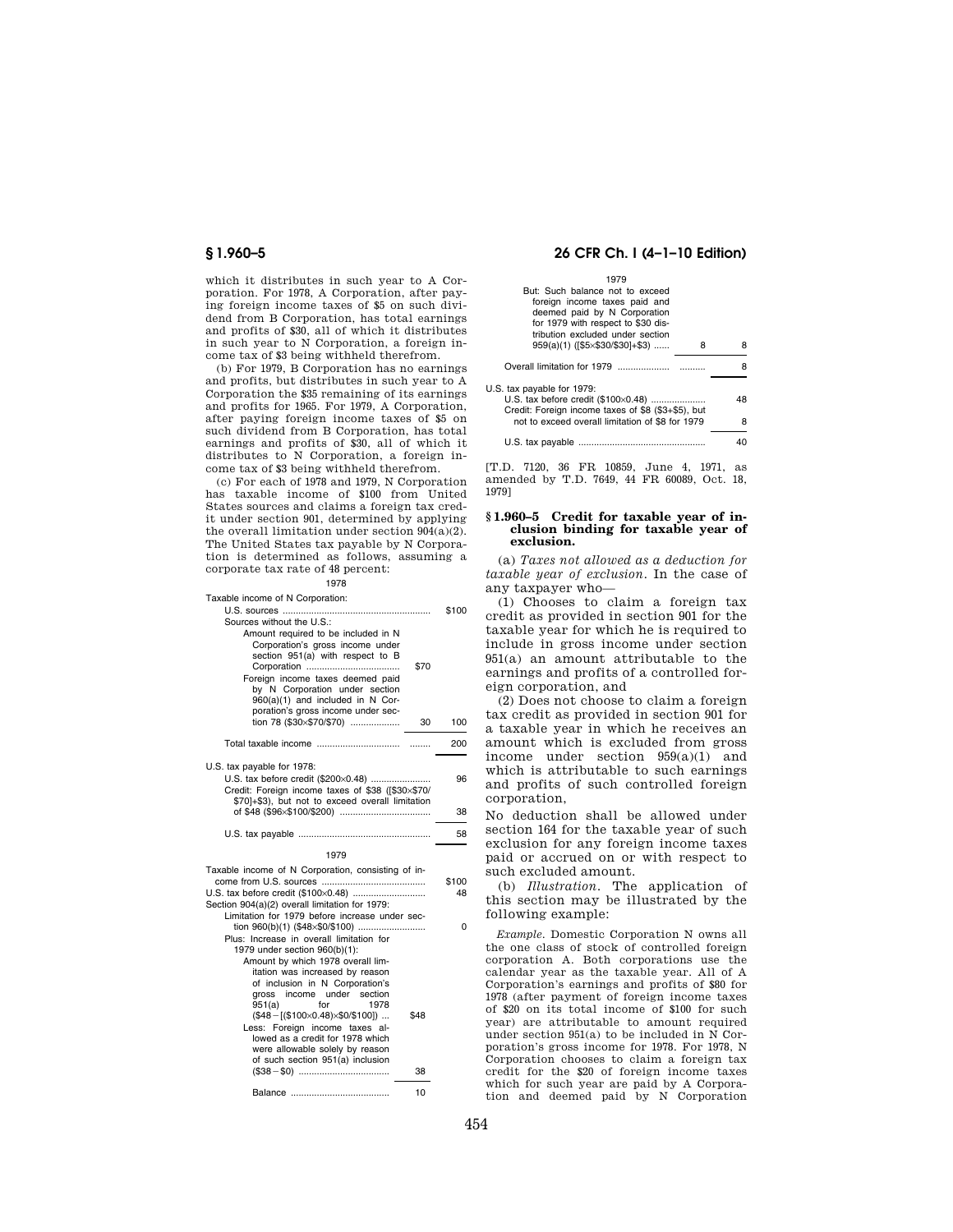which it distributes in such year to A Corporation. For 1978, A Corporation, after paying foreign income taxes of $5 on such dividend from B Corporation, has total earnings and profits of $30, all of which it distributes in such year to N Corporation, a foreign income tax of $3 being withheld therefrom.

(b) For 1979, B Corporation has no earnings and profits, but distributes in such year to A Corporation the $35 remaining of its earnings and profits for 1965. For 1979, A Corporation, after paying foreign income taxes of $5 on such dividend from B Corporation, has total earnings and profits of $30, all of which it distributes to N Corporation, a foreign income tax of $3 being withheld therefrom.

(c) For each of 1978 and 1979, N Corporation has taxable income of $100 from United States sources and claims a foreign tax credit under section 901, determined by applying the overall limitation under section 904(a)(2). The United States tax payable by N Corporation is determined as follows, assuming a corporate tax rate of 48 percent:

1978

| | | |
|---|---|---|
| Taxable income of N Corporation: | | |
| U.S. sources | | $100 |
| Sources without the U.S.: | | |
| Amount required to be included in N Corporation's gross income under section 951(a) with respect to B Corporation | $70 | |
| Foreign income taxes deemed paid by N Corporation under section 960(a)(1) and included in N Corporation's gross income under section 78 ($30×$70/$70) | 30 | 100 |
| Total taxable income | | 200 |
| U.S. tax payable for 1978: | | |
| U.S. tax before credit ($200×0.48) | | 96 |
| Credit: Foreign income taxes of $38 ([$30×$70/$70]+$3), but not to exceed overall limitation of $48 ($96×$100/$200) | | 38 |
| U.S. tax payable | | 58 |

1979

| | | |
|---|---|---|
| Taxable income of N Corporation, consisting of income from U.S. sources | | $100 |
| U.S. tax before credit ($100×0.48) | | 48 |
| Section 904(a)(2) overall limitation for 1979: | | |
| Limitation for 1979 before increase under section 960(b)(1) ($48×$0/$100) | | 0 |
| Plus: Increase in overall limitation for 1979 under section 960(b)(1): | | |
| Amount by which 1978 overall limitation was increased by reason of inclusion in N Corporation's gross income under section 951(a) for 1978 ($48−[($100×0.48)×$0/$100]) | $48 | |
| Less: Foreign income taxes allowed as a credit for 1978 which were allowable solely by reason of such section 951(a) inclusion ($38−$0) | 38 | |
| Balance | 10 | |
| But: Such balance not to exceed foreign income taxes paid and deemed paid by N Corporation for 1979 with respect to $30 distribution excluded under section 959(a)(1) ([$5×$30/$30]+$3) | 8 | 8 |
| Overall limitation for 1979 | | 8 |
| U.S. tax payable for 1979: | | |
| U.S. tax before credit ($100×0.48) | | 48 |
| Credit: Foreign income taxes of $8 ($3+$5), but not to exceed overall limitation of $8 for 1979 | | 8 |
| U.S. tax payable | | 40 |

[T.D. 7120, 36 FR 10859, June 4, 1971, as amended by T.D. 7649, 44 FR 60089, Oct. 18, 1979]

## § 1.960–5 Credit for taxable year of inclusion binding for taxable year of exclusion.

(a) *Taxes not allowed as a deduction for taxable year of exclusion.* In the case of any taxpayer who—

(1) Chooses to claim a foreign tax credit as provided in section 901 for the taxable year for which he is required to include in gross income under section 951(a) an amount attributable to the earnings and profits of a controlled foreign corporation, and

(2) Does not choose to claim a foreign tax credit as provided in section 901 for a taxable year in which he receives an amount which is excluded from gross income under section 959(a)(1) and which is attributable to such earnings and profits of such controlled foreign corporation,

No deduction shall be allowed under section 164 for the taxable year of such exclusion for any foreign income taxes paid or accrued on or with respect to such excluded amount.

(b) *Illustration.* The application of this section may be illustrated by the following example:

*Example.* Domestic Corporation N owns all the one class of stock of controlled foreign corporation A. Both corporations use the calendar year as the taxable year. All of A Corporation's earnings and profits of $80 for 1978 (after payment of foreign income taxes of $20 on its total income of $100 for such year) are attributable to amount required under section 951(a) to be included in N Corporation's gross income for 1978. For 1978, N Corporation chooses to claim a foreign tax credit for the $20 of foreign income taxes which for such year are paid by A Corporation and deemed paid by N Corporation